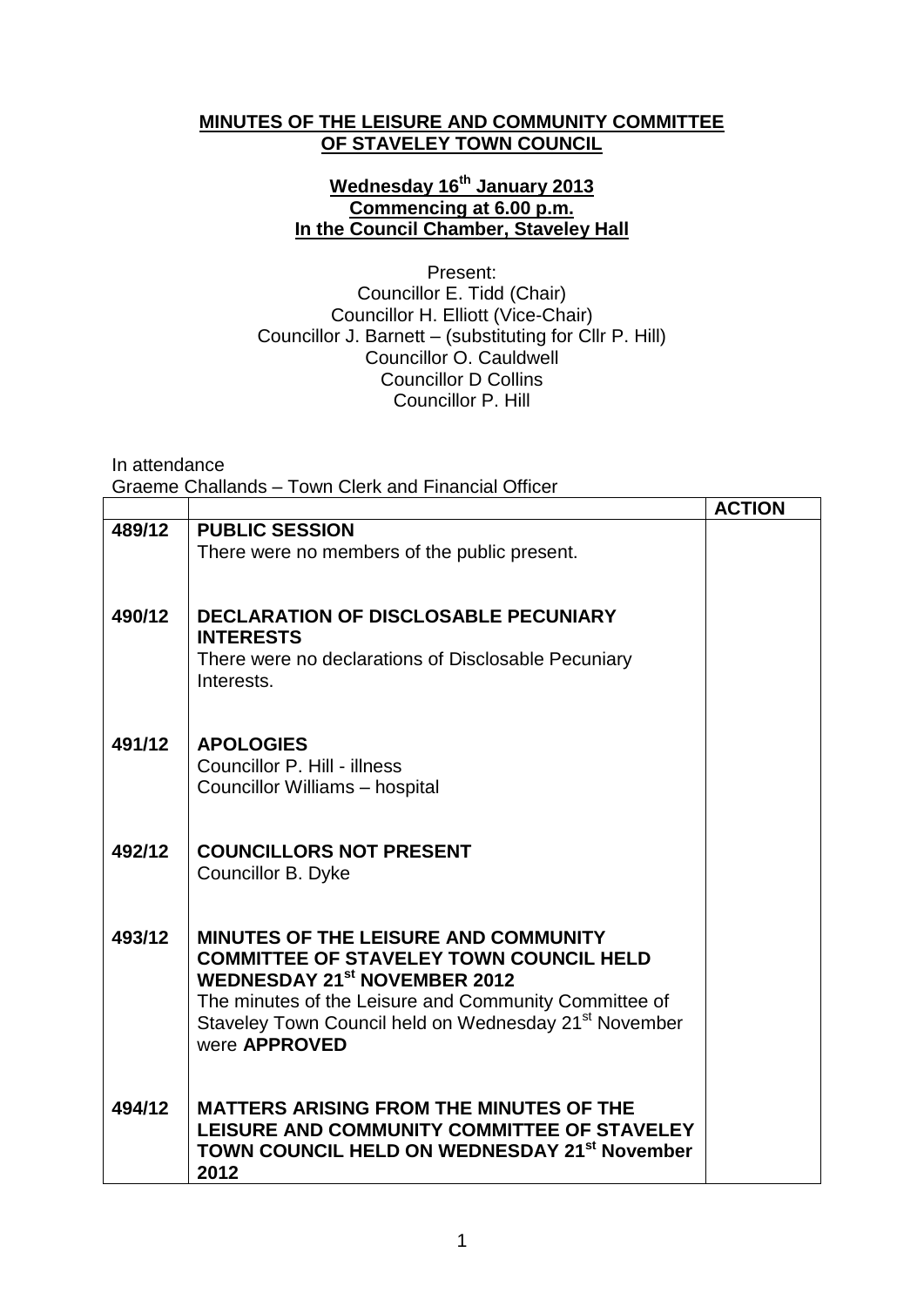**MINUTES OF THE LEISURE AND COMMUNITY COMMITTEE OF STAVELEY TOWN COUNCIL**

**Wednesday 16th January 2013**
**Commencing at 6.00 p.m.**
**In the Council Chamber, Staveley Hall**

Present:
Councillor E. Tidd (Chair)
Councillor H. Elliott (Vice-Chair)
Councillor J. Barnett – (substituting for Cllr P. Hill)
Councillor O. Cauldwell
Councillor D Collins
Councillor P. Hill

In attendance
Graeme Challands – Town Clerk and Financial Officer

| | | ACTION |
|---|---|---|
| 489/12 | **PUBLIC SESSION**<br>There were no members of the public present. | |
| 490/12 | **DECLARATION OF DISCLOSABLE PECUNIARY INTERESTS**<br>There were no declarations of Disclosable Pecuniary Interests. | |
| 491/12 | **APOLOGIES**<br>Councillor P. Hill - illness<br>Councillor Williams – hospital | |
| 492/12 | **COUNCILLORS NOT PRESENT**<br>Councillor B. Dyke | |
| 493/12 | **MINUTES OF THE LEISURE AND COMMUNITY COMMITTEE OF STAVELEY TOWN COUNCIL HELD WEDNESDAY 21st NOVEMBER 2012**<br>The minutes of the Leisure and Community Committee of Staveley Town Council held on Wednesday 21st November were **APPROVED** | |
| 494/12 | **MATTERS ARISING FROM THE MINUTES OF THE LEISURE AND COMMUNITY COMMITTEE OF STAVELEY TOWN COUNCIL HELD ON WEDNESDAY 21st November 2012** | |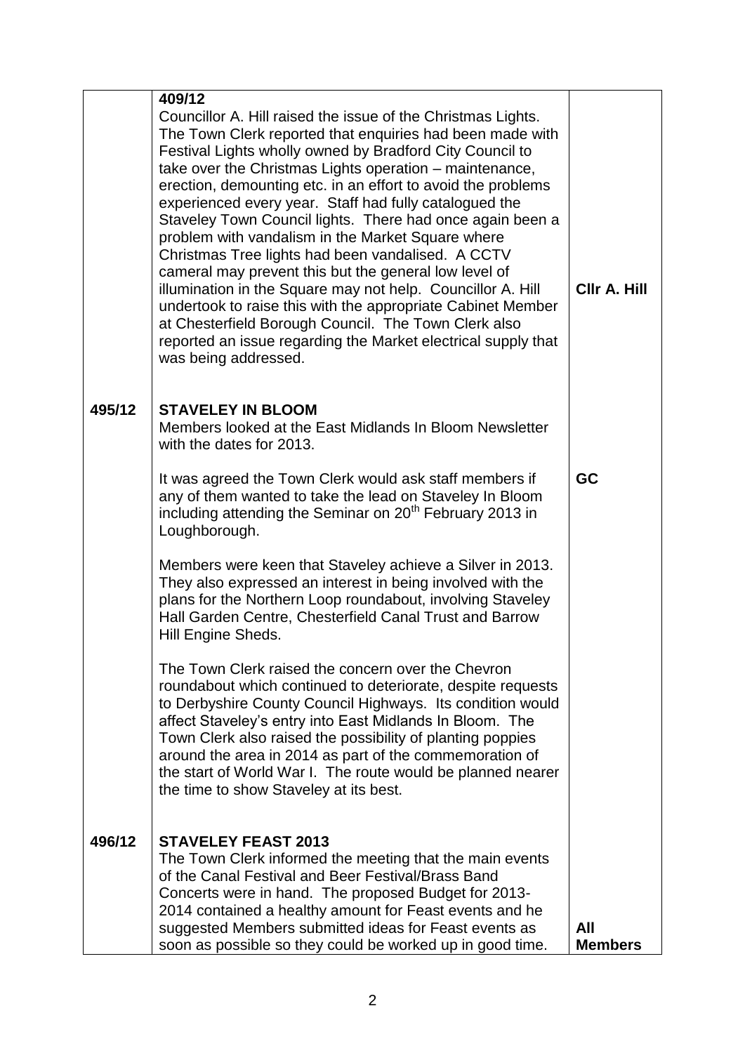| | | |
|---|---|---|
| | **409/12**<br>Councillor A. Hill raised the issue of the Christmas Lights. The Town Clerk reported that enquiries had been made with Festival Lights wholly owned by Bradford City Council to take over the Christmas Lights operation – maintenance, erection, demounting etc. in an effort to avoid the problems experienced every year. Staff had fully catalogued the Staveley Town Council lights. There had once again been a problem with vandalism in the Market Square where Christmas Tree lights had been vandalised. A CCTV cameral may prevent this but the general low level of illumination in the Square may not help. Councillor A. Hill undertook to raise this with the appropriate Cabinet Member at Chesterfield Borough Council. The Town Clerk also reported an issue regarding the Market electrical supply that was being addressed. | **Cllr A. Hill** |
| **495/12** | **STAVELEY IN BLOOM**<br>Members looked at the East Midlands In Bloom Newsletter with the dates for 2013.<br><br>It was agreed the Town Clerk would ask staff members if any of them wanted to take the lead on Staveley In Bloom including attending the Seminar on 20th February 2013 in Loughborough.<br><br>Members were keen that Staveley achieve a Silver in 2013. They also expressed an interest in being involved with the plans for the Northern Loop roundabout, involving Staveley Hall Garden Centre, Chesterfield Canal Trust and Barrow Hill Engine Sheds.<br><br>The Town Clerk raised the concern over the Chevron roundabout which continued to deteriorate, despite requests to Derbyshire County Council Highways. Its condition would affect Staveley's entry into East Midlands In Bloom. The Town Clerk also raised the possibility of planting poppies around the area in 2014 as part of the commemoration of the start of World War I. The route would be planned nearer the time to show Staveley at its best. | **GC** |
| **496/12** | **STAVELEY FEAST 2013**<br>The Town Clerk informed the meeting that the main events of the Canal Festival and Beer Festival/Brass Band Concerts were in hand. The proposed Budget for 2013-2014 contained a healthy amount for Feast events and he suggested Members submitted ideas for Feast events as soon as possible so they could be worked up in good time. | **All Members** |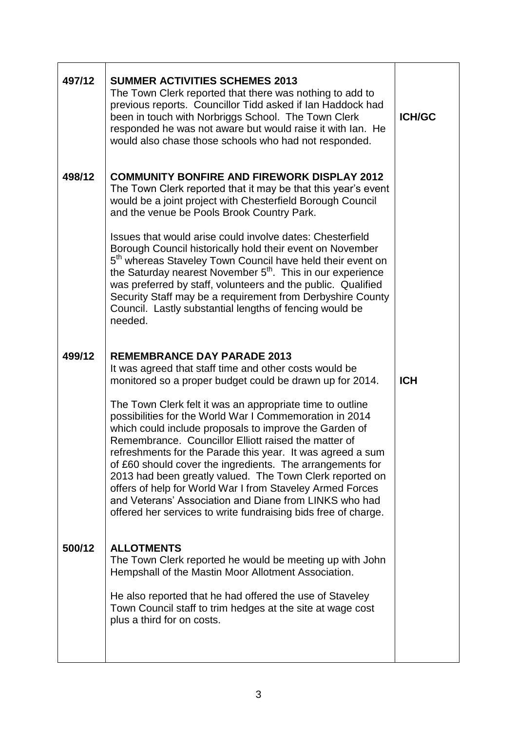| | | |
|---|---|---|
| **497/12** | **SUMMER ACTIVITIES SCHEMES 2013**<br>The Town Clerk reported that there was nothing to add to previous reports. Councillor Tidd asked if Ian Haddock had been in touch with Norbriggs School. The Town Clerk responded he was not aware but would raise it with Ian. He would also chase those schools who had not responded. | **ICH/GC** |
| **498/12** | **COMMUNITY BONFIRE AND FIREWORK DISPLAY 2012**<br>The Town Clerk reported that it may be that this year's event would be a joint project with Chesterfield Borough Council and the venue be Pools Brook Country Park.<br><br>Issues that would arise could involve dates: Chesterfield Borough Council historically hold their event on November 5th whereas Staveley Town Council have held their event on the Saturday nearest November 5th. This in our experience was preferred by staff, volunteers and the public. Qualified Security Staff may be a requirement from Derbyshire County Council. Lastly substantial lengths of fencing would be needed. | |
| **499/12** | **REMEMBRANCE DAY PARADE 2013**<br>It was agreed that staff time and other costs would be monitored so a proper budget could be drawn up for 2014.<br><br>The Town Clerk felt it was an appropriate time to outline possibilities for the World War I Commemoration in 2014 which could include proposals to improve the Garden of Remembrance. Councillor Elliott raised the matter of refreshments for the Parade this year. It was agreed a sum of £60 should cover the ingredients. The arrangements for 2013 had been greatly valued. The Town Clerk reported on offers of help for World War I from Staveley Armed Forces and Veterans' Association and Diane from LINKS who had offered her services to write fundraising bids free of charge. | **ICH** |
| **500/12** | **ALLOTMENTS**<br>The Town Clerk reported he would be meeting up with John Hempshall of the Mastin Moor Allotment Association.<br><br>He also reported that he had offered the use of Staveley Town Council staff to trim hedges at the site at wage cost plus a third for on costs. | |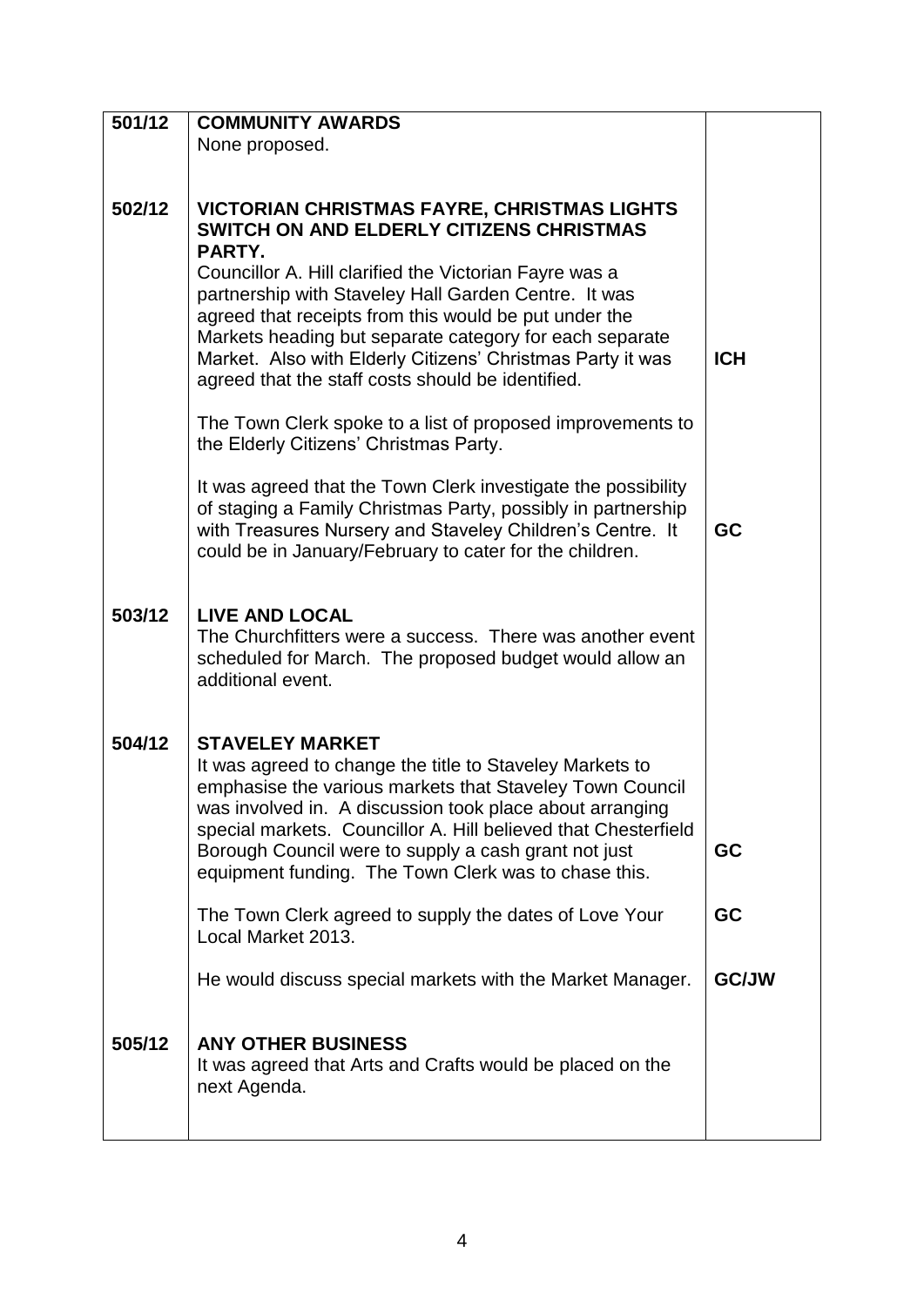| | | |
|---|---|---|
| 501/12 | **COMMUNITY AWARDS**<br>None proposed. | |
| 502/12 | **VICTORIAN CHRISTMAS FAYRE, CHRISTMAS LIGHTS SWITCH ON AND ELDERLY CITIZENS CHRISTMAS PARTY.**<br>Councillor A. Hill clarified the Victorian Fayre was a partnership with Staveley Hall Garden Centre. It was agreed that receipts from this would be put under the Markets heading but separate category for each separate Market. Also with Elderly Citizens' Christmas Party it was agreed that the staff costs should be identified. | **ICH** |
| | The Town Clerk spoke to a list of proposed improvements to the Elderly Citizens' Christmas Party. | |
| | It was agreed that the Town Clerk investigate the possibility of staging a Family Christmas Party, possibly in partnership with Treasures Nursery and Staveley Children's Centre. It could be in January/February to cater for the children. | **GC** |
| 503/12 | **LIVE AND LOCAL**<br>The Churchfitters were a success. There was another event scheduled for March. The proposed budget would allow an additional event. | |
| 504/12 | **STAVELEY MARKET**<br>It was agreed to change the title to Staveley Markets to emphasise the various markets that Staveley Town Council was involved in. A discussion took place about arranging special markets. Councillor A. Hill believed that Chesterfield Borough Council were to supply a cash grant not just equipment funding. The Town Clerk was to chase this. | **GC** |
| | The Town Clerk agreed to supply the dates of Love Your Local Market 2013. | **GC** |
| | He would discuss special markets with the Market Manager. | **GC/JW** |
| 505/12 | **ANY OTHER BUSINESS**<br>It was agreed that Arts and Crafts would be placed on the next Agenda. | |